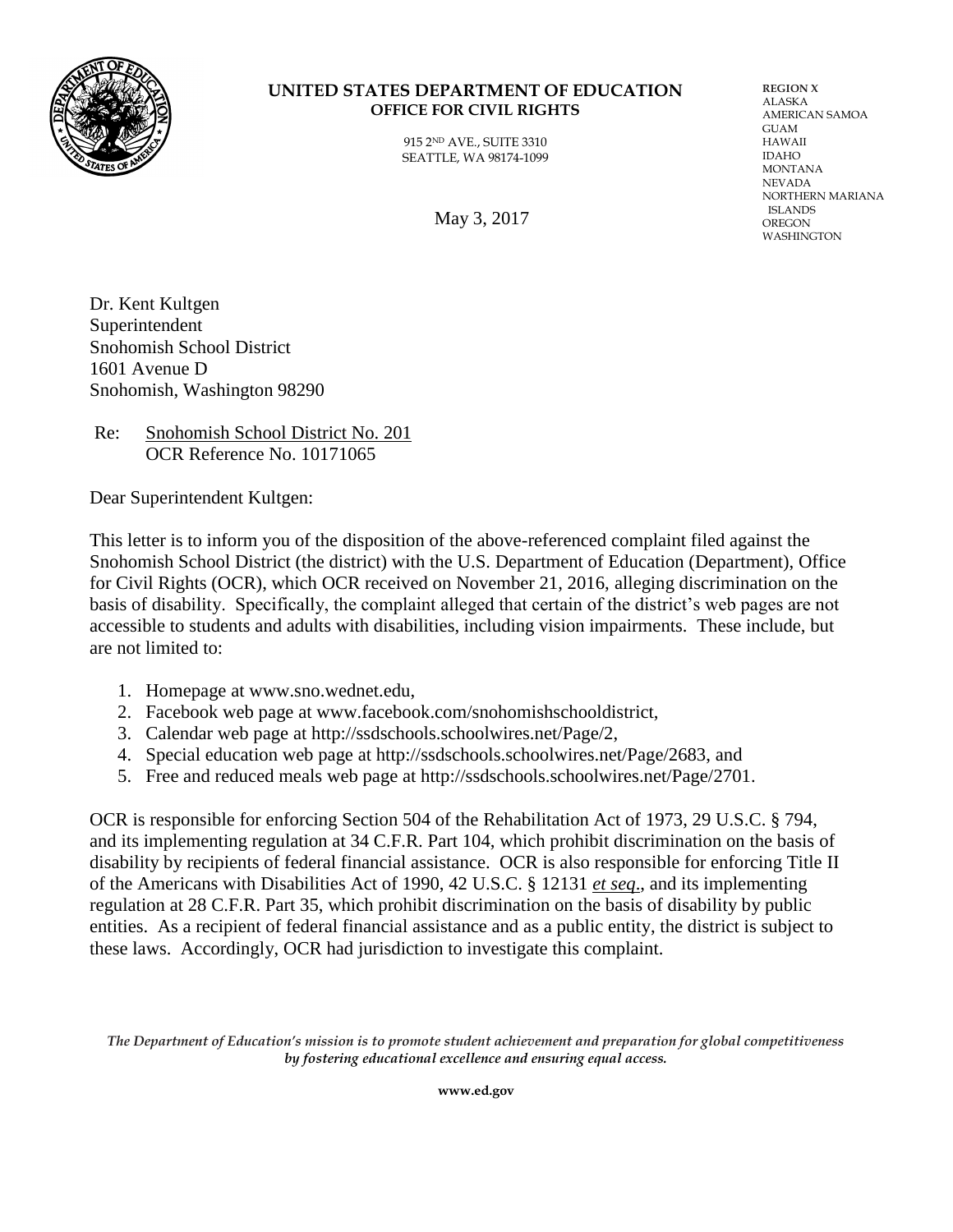**UNITED STATES DEPARTMENT OF EDUCATION**
**OFFICE FOR CIVIL RIGHTS**

915 2ND AVE., SUITE 3310
SEATTLE, WA 98174-1099

**REGION X**
ALASKA
AMERICAN SAMOA
GUAM
HAWAII
IDAHO
MONTANA
NEVADA
NORTHERN MARIANA ISLANDS
OREGON
WASHINGTON

May 3, 2017

Dr. Kent Kultgen
Superintendent
Snohomish School District
1601 Avenue D
Snohomish, Washington 98290

Re: Snohomish School District No. 201
OCR Reference No. 10171065

Dear Superintendent Kultgen:

This letter is to inform you of the disposition of the above-referenced complaint filed against the Snohomish School District (the district) with the U.S. Department of Education (Department), Office for Civil Rights (OCR), which OCR received on November 21, 2016, alleging discrimination on the basis of disability. Specifically, the complaint alleged that certain of the district's web pages are not accessible to students and adults with disabilities, including vision impairments. These include, but are not limited to:

1. Homepage at www.sno.wednet.edu,
2. Facebook web page at www.facebook.com/snohomishschooldistrict,
3. Calendar web page at http://ssdschools.schoolwires.net/Page/2,
4. Special education web page at http://ssdschools.schoolwires.net/Page/2683, and
5. Free and reduced meals web page at http://ssdschools.schoolwires.net/Page/2701.

OCR is responsible for enforcing Section 504 of the Rehabilitation Act of 1973, 29 U.S.C. § 794, and its implementing regulation at 34 C.F.R. Part 104, which prohibit discrimination on the basis of disability by recipients of federal financial assistance. OCR is also responsible for enforcing Title II of the Americans with Disabilities Act of 1990, 42 U.S.C. § 12131 *et seq.*, and its implementing regulation at 28 C.F.R. Part 35, which prohibit discrimination on the basis of disability by public entities. As a recipient of federal financial assistance and as a public entity, the district is subject to these laws. Accordingly, OCR had jurisdiction to investigate this complaint.

*The Department of Education's mission is to promote student achievement and preparation for global competitiveness by fostering educational excellence and ensuring equal access.*

**www.ed.gov**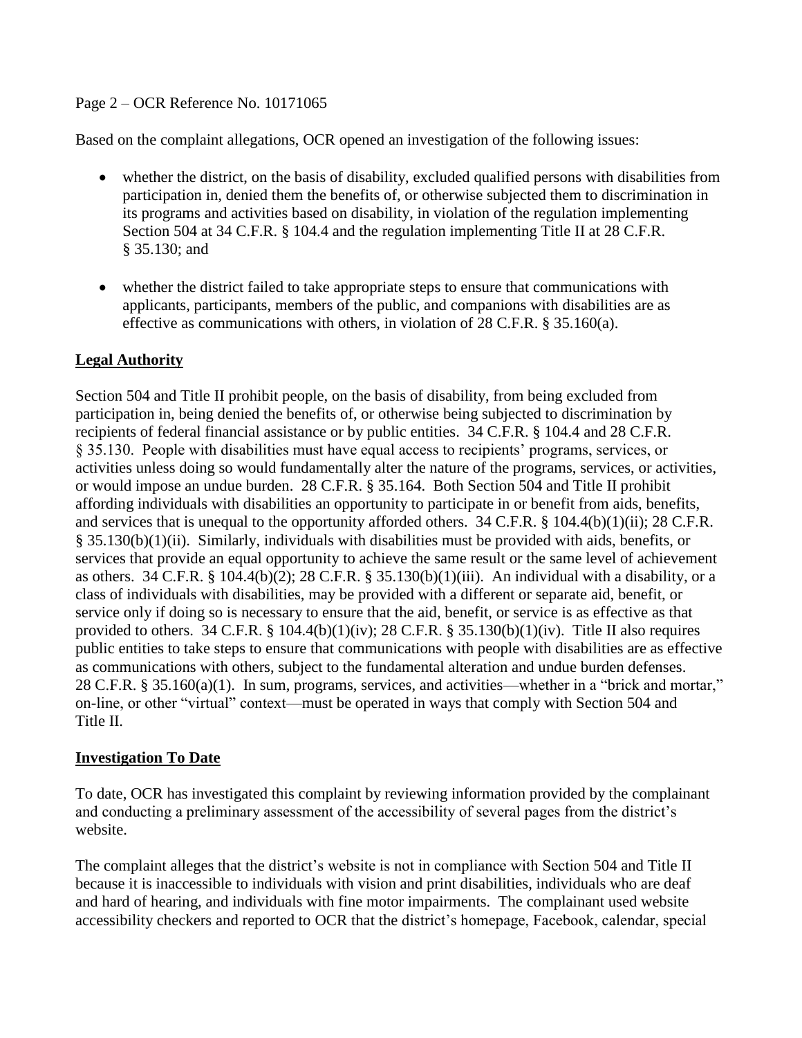Based on the complaint allegations, OCR opened an investigation of the following issues:

- whether the district, on the basis of disability, excluded qualified persons with disabilities from participation in, denied them the benefits of, or otherwise subjected them to discrimination in its programs and activities based on disability, in violation of the regulation implementing Section 504 at 34 C.F.R. § 104.4 and the regulation implementing Title II at 28 C.F.R. § 35.130; and

- whether the district failed to take appropriate steps to ensure that communications with applicants, participants, members of the public, and companions with disabilities are as effective as communications with others, in violation of 28 C.F.R. § 35.160(a).

## Legal Authority

Section 504 and Title II prohibit people, on the basis of disability, from being excluded from participation in, being denied the benefits of, or otherwise being subjected to discrimination by recipients of federal financial assistance or by public entities. 34 C.F.R. § 104.4 and 28 C.F.R. § 35.130. People with disabilities must have equal access to recipients' programs, services, or activities unless doing so would fundamentally alter the nature of the programs, services, or activities, or would impose an undue burden. 28 C.F.R. § 35.164. Both Section 504 and Title II prohibit affording individuals with disabilities an opportunity to participate in or benefit from aids, benefits, and services that is unequal to the opportunity afforded others. 34 C.F.R. § 104.4(b)(1)(ii); 28 C.F.R. § 35.130(b)(1)(ii). Similarly, individuals with disabilities must be provided with aids, benefits, or services that provide an equal opportunity to achieve the same result or the same level of achievement as others. 34 C.F.R. § 104.4(b)(2); 28 C.F.R. § 35.130(b)(1)(iii). An individual with a disability, or a class of individuals with disabilities, may be provided with a different or separate aid, benefit, or service only if doing so is necessary to ensure that the aid, benefit, or service is as effective as that provided to others. 34 C.F.R. § 104.4(b)(1)(iv); 28 C.F.R. § 35.130(b)(1)(iv). Title II also requires public entities to take steps to ensure that communications with people with disabilities are as effective as communications with others, subject to the fundamental alteration and undue burden defenses. 28 C.F.R. § 35.160(a)(1). In sum, programs, services, and activities—whether in a "brick and mortar," on-line, or other "virtual" context—must be operated in ways that comply with Section 504 and Title II.

## Investigation To Date

To date, OCR has investigated this complaint by reviewing information provided by the complainant and conducting a preliminary assessment of the accessibility of several pages from the district's website.

The complaint alleges that the district's website is not in compliance with Section 504 and Title II because it is inaccessible to individuals with vision and print disabilities, individuals who are deaf and hard of hearing, and individuals with fine motor impairments. The complainant used website accessibility checkers and reported to OCR that the district's homepage, Facebook, calendar, special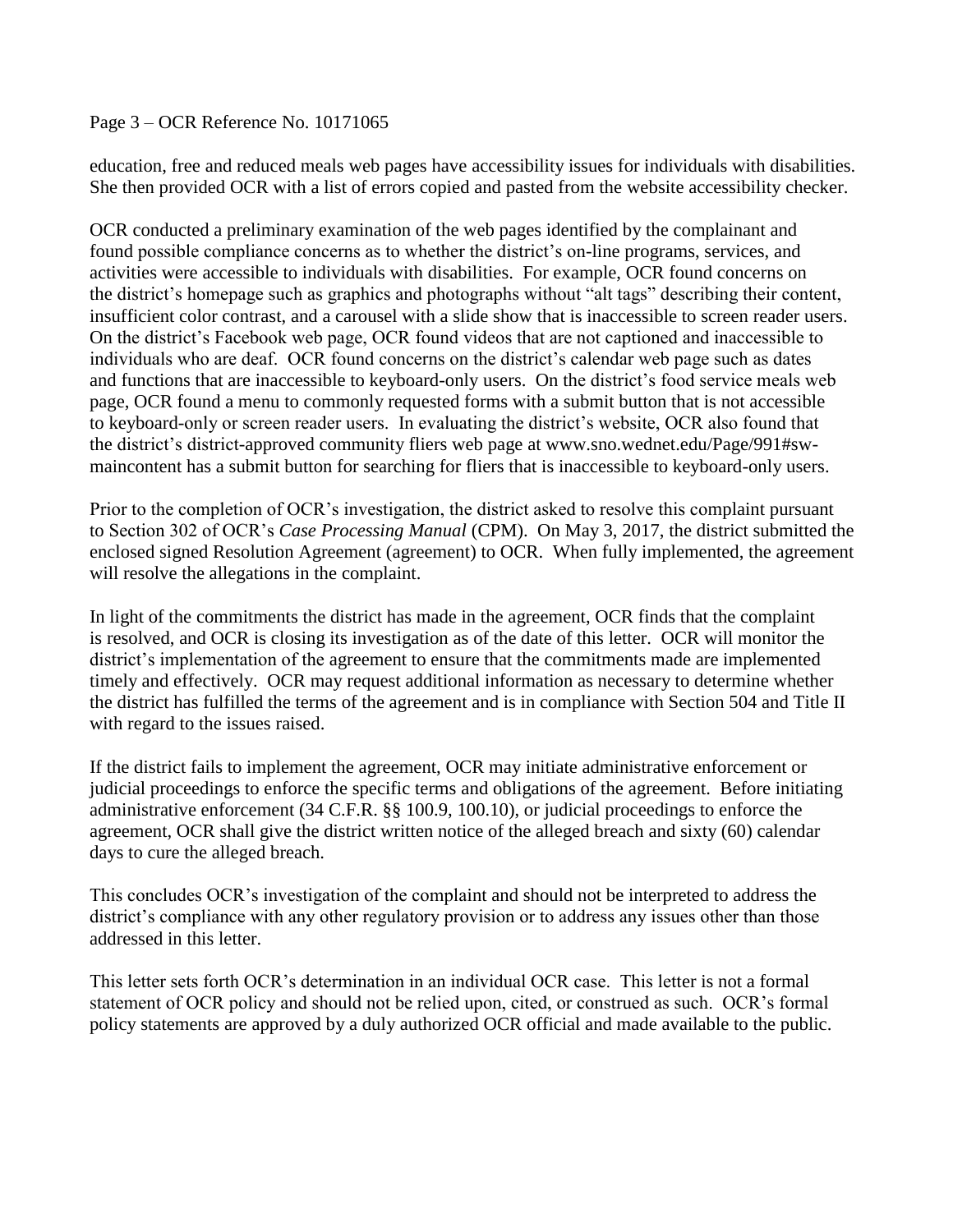education, free and reduced meals web pages have accessibility issues for individuals with disabilities. She then provided OCR with a list of errors copied and pasted from the website accessibility checker.

OCR conducted a preliminary examination of the web pages identified by the complainant and found possible compliance concerns as to whether the district's on-line programs, services, and activities were accessible to individuals with disabilities. For example, OCR found concerns on the district's homepage such as graphics and photographs without "alt tags" describing their content, insufficient color contrast, and a carousel with a slide show that is inaccessible to screen reader users. On the district's Facebook web page, OCR found videos that are not captioned and inaccessible to individuals who are deaf. OCR found concerns on the district's calendar web page such as dates and functions that are inaccessible to keyboard-only users. On the district's food service meals web page, OCR found a menu to commonly requested forms with a submit button that is not accessible to keyboard-only or screen reader users. In evaluating the district's website, OCR also found that the district's district-approved community fliers web page at www.sno.wednet.edu/Page/991#sw-maincontent has a submit button for searching for fliers that is inaccessible to keyboard-only users.

Prior to the completion of OCR's investigation, the district asked to resolve this complaint pursuant to Section 302 of OCR's *Case Processing Manual* (CPM). On May 3, 2017, the district submitted the enclosed signed Resolution Agreement (agreement) to OCR. When fully implemented, the agreement will resolve the allegations in the complaint.

In light of the commitments the district has made in the agreement, OCR finds that the complaint is resolved, and OCR is closing its investigation as of the date of this letter. OCR will monitor the district's implementation of the agreement to ensure that the commitments made are implemented timely and effectively. OCR may request additional information as necessary to determine whether the district has fulfilled the terms of the agreement and is in compliance with Section 504 and Title II with regard to the issues raised.

If the district fails to implement the agreement, OCR may initiate administrative enforcement or judicial proceedings to enforce the specific terms and obligations of the agreement. Before initiating administrative enforcement (34 C.F.R. §§ 100.9, 100.10), or judicial proceedings to enforce the agreement, OCR shall give the district written notice of the alleged breach and sixty (60) calendar days to cure the alleged breach.

This concludes OCR's investigation of the complaint and should not be interpreted to address the district's compliance with any other regulatory provision or to address any issues other than those addressed in this letter.

This letter sets forth OCR's determination in an individual OCR case. This letter is not a formal statement of OCR policy and should not be relied upon, cited, or construed as such. OCR's formal policy statements are approved by a duly authorized OCR official and made available to the public.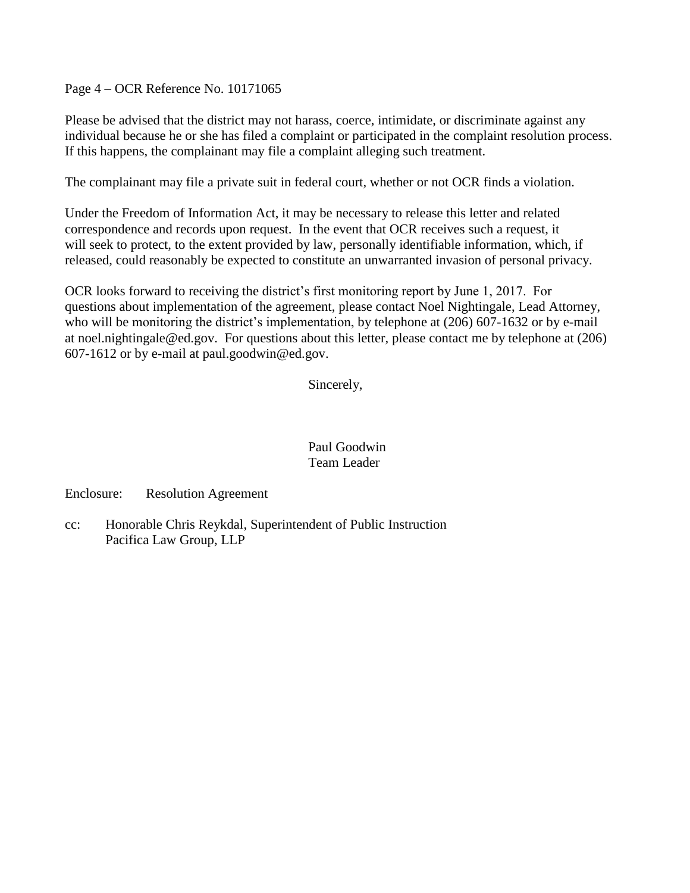Please be advised that the district may not harass, coerce, intimidate, or discriminate against any individual because he or she has filed a complaint or participated in the complaint resolution process. If this happens, the complainant may file a complaint alleging such treatment.

The complainant may file a private suit in federal court, whether or not OCR finds a violation.

Under the Freedom of Information Act, it may be necessary to release this letter and related correspondence and records upon request. In the event that OCR receives such a request, it will seek to protect, to the extent provided by law, personally identifiable information, which, if released, could reasonably be expected to constitute an unwarranted invasion of personal privacy.

OCR looks forward to receiving the district's first monitoring report by June 1, 2017. For questions about implementation of the agreement, please contact Noel Nightingale, Lead Attorney, who will be monitoring the district's implementation, by telephone at (206) 607-1632 or by e-mail at noel.nightingale@ed.gov. For questions about this letter, please contact me by telephone at (206) 607-1612 or by e-mail at paul.goodwin@ed.gov.

Sincerely,

Paul Goodwin
Team Leader

Enclosure: Resolution Agreement

cc: Honorable Chris Reykdal, Superintendent of Public Instruction
Pacifica Law Group, LLP